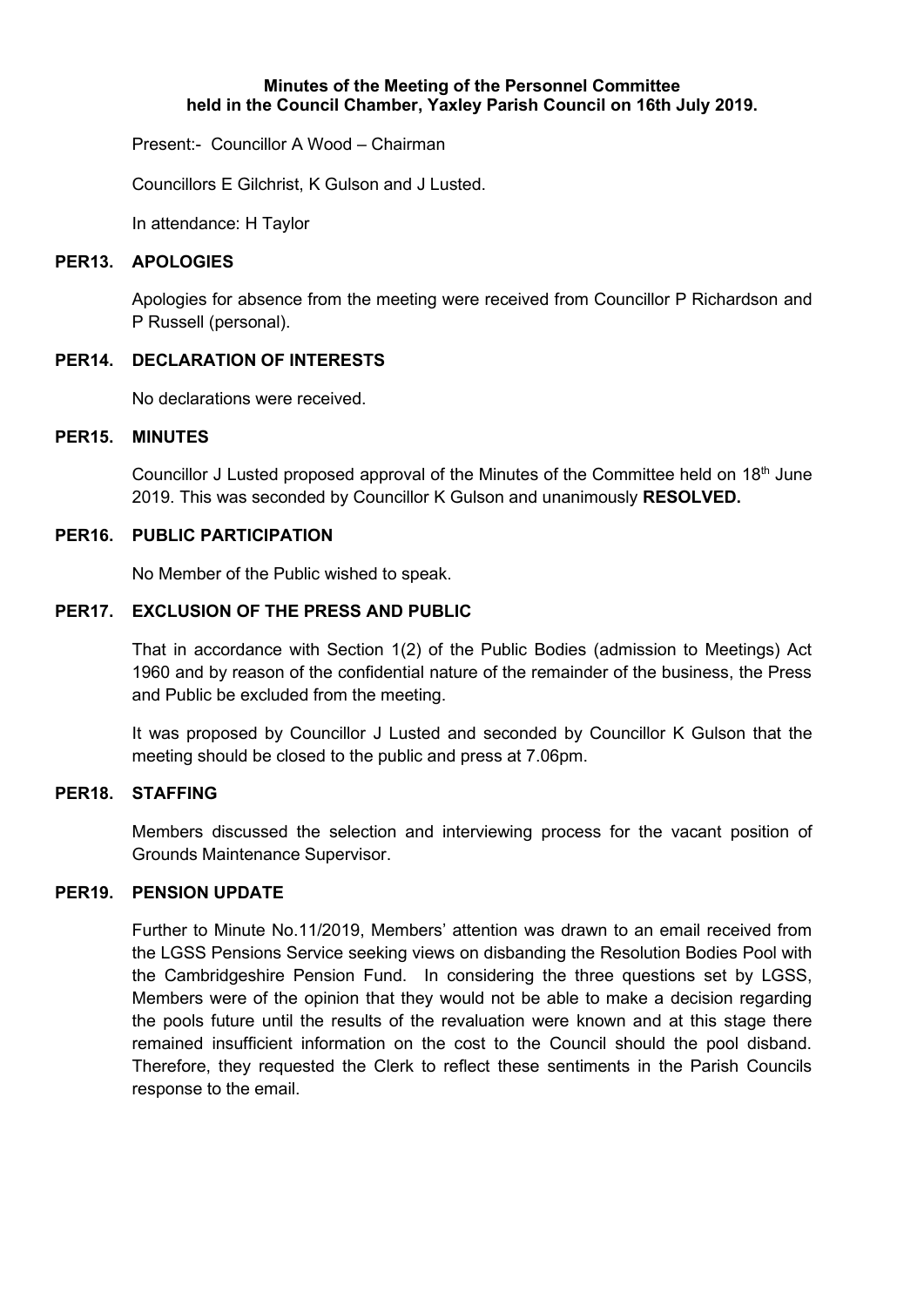**Minutes of the Meeting of the Personnel Committee held in the Council Chamber, Yaxley Parish Council on 16th July 2019.**

Present:- Councillor A Wood – Chairman

Councillors E Gilchrist, K Gulson and J Lusted.

In attendance: H Taylor

## PER13. APOLOGIES

Apologies for absence from the meeting were received from Councillor P Richardson and P Russell (personal).

## PER14. DECLARATION OF INTERESTS

No declarations were received.

## PER15. MINUTES

Councillor J Lusted proposed approval of the Minutes of the Committee held on 18th June 2019. This was seconded by Councillor K Gulson and unanimously **RESOLVED.**

## PER16. PUBLIC PARTICIPATION

No Member of the Public wished to speak.

## PER17. EXCLUSION OF THE PRESS AND PUBLIC

That in accordance with Section 1(2) of the Public Bodies (admission to Meetings) Act 1960 and by reason of the confidential nature of the remainder of the business, the Press and Public be excluded from the meeting.

It was proposed by Councillor J Lusted and seconded by Councillor K Gulson that the meeting should be closed to the public and press at 7.06pm.

## PER18. STAFFING

Members discussed the selection and interviewing process for the vacant position of Grounds Maintenance Supervisor.

## PER19. PENSION UPDATE

Further to Minute No.11/2019, Members' attention was drawn to an email received from the LGSS Pensions Service seeking views on disbanding the Resolution Bodies Pool with the Cambridgeshire Pension Fund. In considering the three questions set by LGSS, Members were of the opinion that they would not be able to make a decision regarding the pools future until the results of the revaluation were known and at this stage there remained insufficient information on the cost to the Council should the pool disband. Therefore, they requested the Clerk to reflect these sentiments in the Parish Councils response to the email.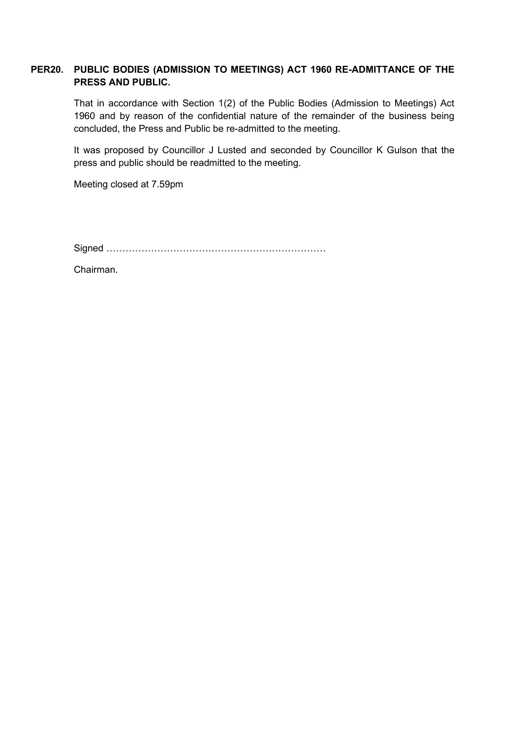**PER20. PUBLIC BODIES (ADMISSION TO MEETINGS) ACT 1960 RE-ADMITTANCE OF THE PRESS AND PUBLIC.**

That in accordance with Section 1(2) of the Public Bodies (Admission to Meetings) Act 1960 and by reason of the confidential nature of the remainder of the business being concluded, the Press and Public be re-admitted to the meeting.

It was proposed by Councillor J Lusted and seconded by Councillor K Gulson that the press and public should be readmitted to the meeting.

Meeting closed at 7.59pm

Signed ……………………………………………………………

Chairman.